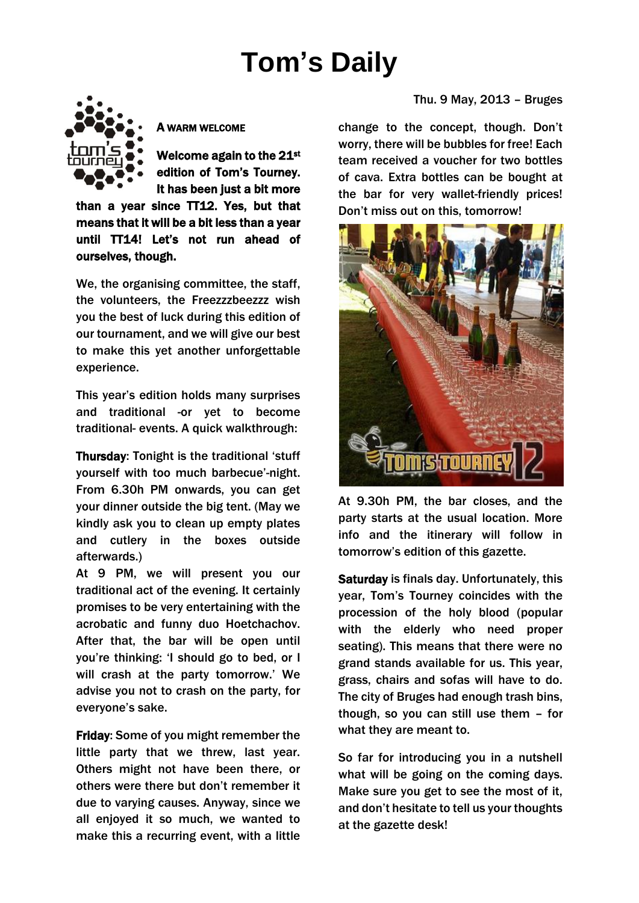# Tom's Daily

Thu. 9 May, 2013 – Bruges

## A WARM WELCOME

**Welcome again to the 21st edition of Tom's Tourney. It has been just a bit more than a year since TT12. Yes, but that means that it will be a bit less than a year until TT14! Let's not run ahead of ourselves, though.**

We, the organising committee, the staff, the volunteers, the Freezzzbeezzz wish you the best of luck during this edition of our tournament, and we will give our best to make this yet another unforgettable experience.

This year's edition holds many surprises and traditional -or yet to become traditional- events. A quick walkthrough:

**Thursday**: Tonight is the traditional 'stuff yourself with too much barbecue'-night. From 6.30h PM onwards, you can get your dinner outside the big tent. (May we kindly ask you to clean up empty plates and cutlery in the boxes outside afterwards.)
At 9 PM, we will present you our traditional act of the evening. It certainly promises to be very entertaining with the acrobatic and funny duo Hoetchachov. After that, the bar will be open until you're thinking: 'I should go to bed, or I will crash at the party tomorrow.' We advise you not to crash on the party, for everyone's sake.

**Friday**: Some of you might remember the little party that we threw, last year. Others might not have been there, or others were there but don't remember it due to varying causes. Anyway, since we all enjoyed it so much, we wanted to make this a recurring event, with a little change to the concept, though. Don't worry, there will be bubbles for free! Each team received a voucher for two bottles of cava. Extra bottles can be bought at the bar for very wallet-friendly prices! Don't miss out on this, tomorrow!

At 9.30h PM, the bar closes, and the party starts at the usual location. More info and the itinerary will follow in tomorrow's edition of this gazette.

**Saturday** is finals day. Unfortunately, this year, Tom's Tourney coincides with the procession of the holy blood (popular with the elderly who need proper seating). This means that there were no grand stands available for us. This year, grass, chairs and sofas will have to do. The city of Bruges had enough trash bins, though, so you can still use them – for what they are meant to.

So far for introducing you in a nutshell what will be going on the coming days. Make sure you get to see the most of it, and don't hesitate to tell us your thoughts at the gazette desk!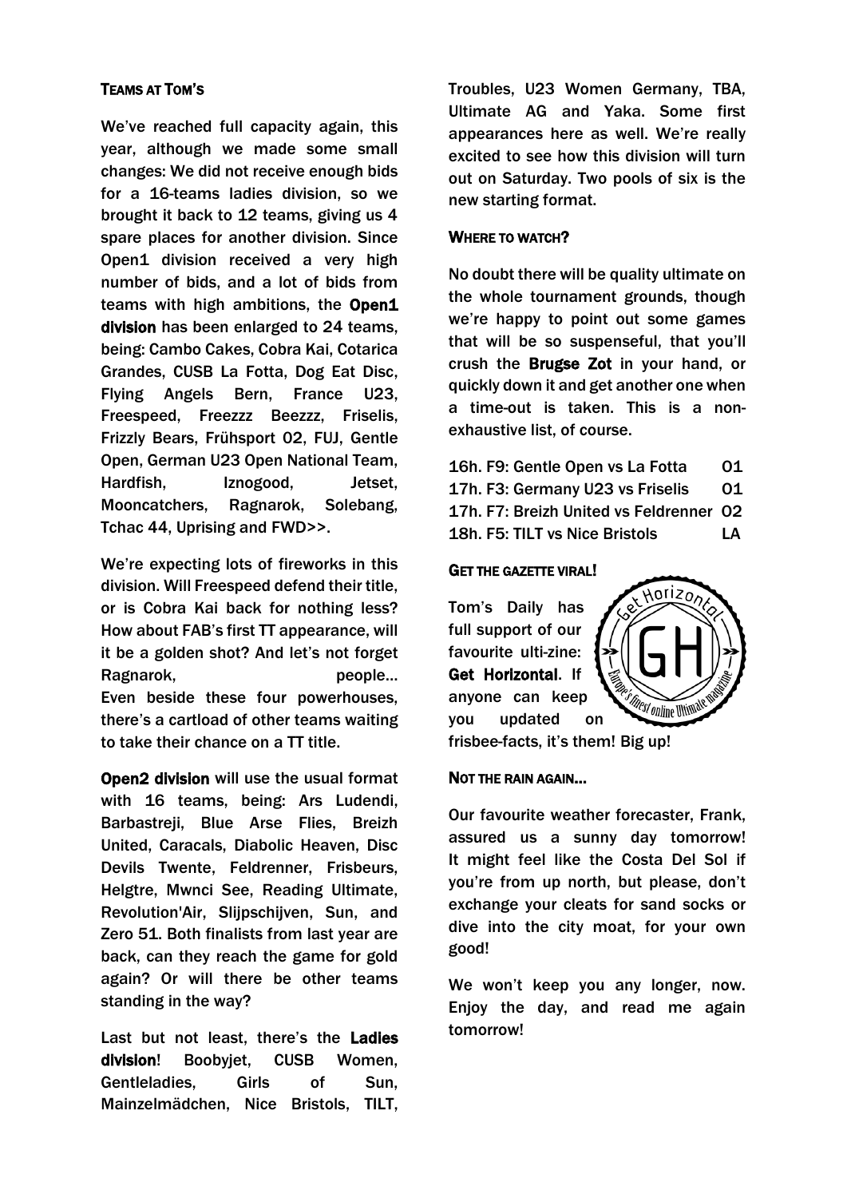### TEAMS AT TOM'S

We've reached full capacity again, this year, although we made some small changes: We did not receive enough bids for a 16-teams ladies division, so we brought it back to 12 teams, giving us 4 spare places for another division. Since Open1 division received a very high number of bids, and a lot of bids from teams with high ambitions, the **Open1 division** has been enlarged to 24 teams, being: Cambo Cakes, Cobra Kai, Cotarica Grandes, CUSB La Fotta, Dog Eat Disc, Flying Angels Bern, France U23, Freespeed, Freezzz Beezzz, Friselis, Frizzly Bears, Frühsport 02, FUJ, Gentle Open, German U23 Open National Team, Hardfish, Iznogood, Jetset, Mooncatchers, Ragnarok, Solebang, Tchac 44, Uprising and FWD>>.

We're expecting lots of fireworks in this division. Will Freespeed defend their title, or is Cobra Kai back for nothing less? How about FAB's first TT appearance, will it be a golden shot? And let's not forget Ragnarok, people… Even beside these four powerhouses, there's a cartload of other teams waiting to take their chance on a TT title.

**Open2 division** will use the usual format with 16 teams, being: Ars Ludendi, Barbastreji, Blue Arse Flies, Breizh United, Caracals, Diabolic Heaven, Disc Devils Twente, Feldrenner, Frisbeurs, Helgtre, Mwnci See, Reading Ultimate, Revolution'Air, Slijpschijven, Sun, and Zero 51. Both finalists from last year are back, can they reach the game for gold again? Or will there be other teams standing in the way?

Last but not least, there's the **Ladies division**! Boobyjet, CUSB Women, Gentleladies, Girls of Sun, Mainzelmädchen, Nice Bristols, TILT, Troubles, U23 Women Germany, TBA, Ultimate AG and Yaka. Some first appearances here as well. We're really excited to see how this division will turn out on Saturday. Two pools of six is the new starting format.

### WHERE TO WATCH?

No doubt there will be quality ultimate on the whole tournament grounds, though we're happy to point out some games that will be so suspenseful, that you'll crush the **Brugse Zot** in your hand, or quickly down it and get another one when a time-out is taken. This is a non-exhaustive list, of course.

| | |
|---|---|
| 16h. F9: Gentle Open vs La Fotta | O1 |
| 17h. F3: Germany U23 vs Friselis | O1 |
| 17h. F7: Breizh United vs Feldrenner | O2 |
| 18h. F5: TILT vs Nice Bristols | LA |

### GET THE GAZETTE VIRAL!

Tom's Daily has full support of our favourite ulti-zine: **Get Horizontal**. If anyone can keep you updated on frisbee-facts, it's them! Big up!

### NOT THE RAIN AGAIN…

Our favourite weather forecaster, Frank, assured us a sunny day tomorrow! It might feel like the Costa Del Sol if you're from up north, but please, don't exchange your cleats for sand socks or dive into the city moat, for your own good!

We won't keep you any longer, now. Enjoy the day, and read me again tomorrow!